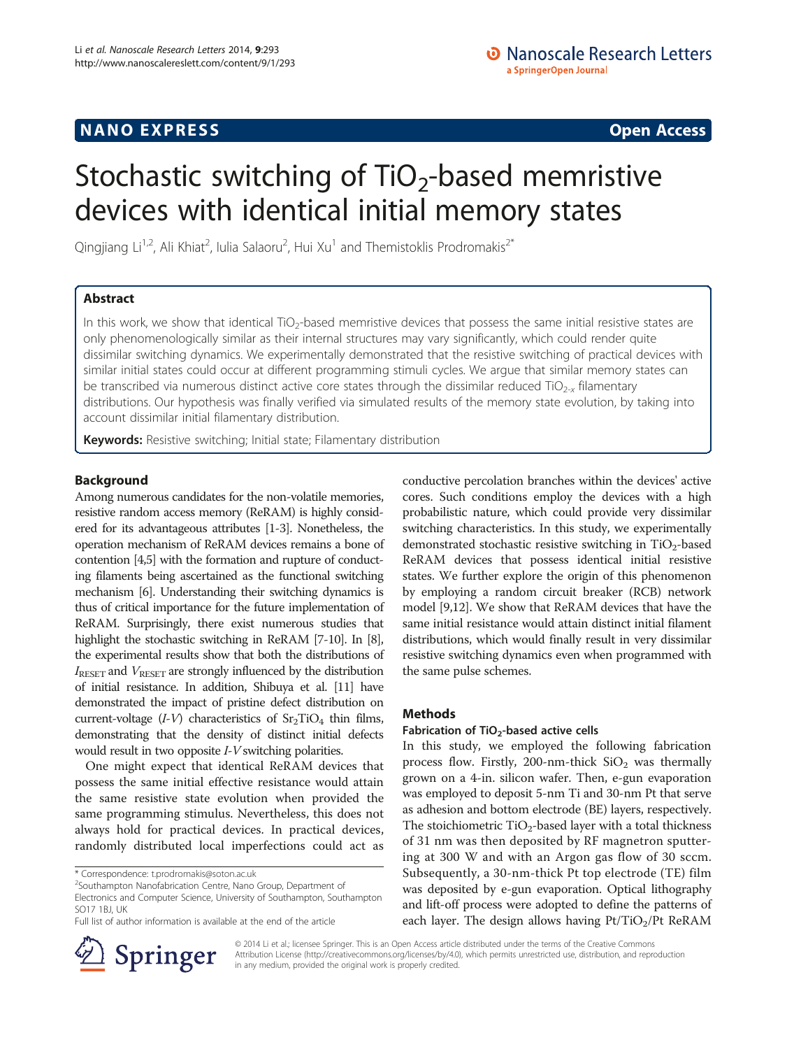NANO EXPRESS **Open Access**

# Stochastic switching of $TiO_2$-based memristive devices with identical initial memory states

Qingjiang Li[1,2], Ali Khiat[2], Iulia Salaoru[2], Hui Xu[1] and Themistoklis Prodromakis[2*]

## Abstract

In this work, we show that identical $TiO_2$-based memristive devices that possess the same initial resistive states are only phenomenologically similar as their internal structures may vary significantly, which could render quite dissimilar switching dynamics. We experimentally demonstrated that the resistive switching of practical devices with similar initial states could occur at different programming stimuli cycles. We argue that similar memory states can be transcribed via numerous distinct active core states through the dissimilar reduced $TiO_{2-x}$ filamentary distributions. Our hypothesis was finally verified via simulated results of the memory state evolution, by taking into account dissimilar initial filamentary distribution.

**Keywords:** Resistive switching; Initial state; Filamentary distribution

## Background

Among numerous candidates for the non-volatile memories, resistive random access memory (ReRAM) is highly considered for its advantageous attributes [1-3]. Nonetheless, the operation mechanism of ReRAM devices remains a bone of contention [4,5] with the formation and rupture of conducting filaments being ascertained as the functional switching mechanism [6]. Understanding their switching dynamics is thus of critical importance for the future implementation of ReRAM. Surprisingly, there exist numerous studies that highlight the stochastic switching in ReRAM [7-10]. In [8], the experimental results show that both the distributions of $I_{RESET}$ and $V_{RESET}$ are strongly influenced by the distribution of initial resistance. In addition, Shibuya et al. [11] have demonstrated the impact of pristine defect distribution on current-voltage (*I-V*) characteristics of $Sr_2TiO_4$ thin films, demonstrating that the density of distinct initial defects would result in two opposite *I-V* switching polarities.

One might expect that identical ReRAM devices that possess the same initial effective resistance would attain the same resistive state evolution when provided the same programming stimulus. Nevertheless, this does not always hold for practical devices. In practical devices, randomly distributed local imperfections could act as conductive percolation branches within the devices' active cores. Such conditions employ the devices with a high probabilistic nature, which could provide very dissimilar switching characteristics. In this study, we experimentally demonstrated stochastic resistive switching in $TiO_2$-based ReRAM devices that possess identical initial resistive states. We further explore the origin of this phenomenon by employing a random circuit breaker (RCB) network model [9,12]. We show that ReRAM devices that have the same initial resistance would attain distinct initial filament distributions, which would finally result in very dissimilar resistive switching dynamics even when programmed with the same pulse schemes.

## Methods

### Fabrication of $TiO_2$-based active cells

In this study, we employed the following fabrication process flow. Firstly, 200-nm-thick $SiO_2$ was thermally grown on a 4-in. silicon wafer. Then, e-gun evaporation was employed to deposit 5-nm Ti and 30-nm Pt that serve as adhesion and bottom electrode (BE) layers, respectively. The stoichiometric $TiO_2$-based layer with a total thickness of 31 nm was then deposited by RF magnetron sputtering at 300 W and with an Argon gas flow of 30 sccm. Subsequently, a 30-nm-thick Pt top electrode (TE) film was deposited by e-gun evaporation. Optical lithography and lift-off process were adopted to define the patterns of each layer. The design allows having $Pt/TiO_2/Pt$ ReRAM

* Correspondence: t.prodromakis@soton.ac.uk
[2]Southampton Nanofabrication Centre, Nano Group, Department of Electronics and Computer Science, University of Southampton, Southampton SO17 1BJ, UK
Full list of author information is available at the end of the article

© 2014 Li et al.; licensee Springer. This is an Open Access article distributed under the terms of the Creative Commons Attribution License (http://creativecommons.org/licenses/by/4.0), which permits unrestricted use, distribution, and reproduction in any medium, provided the original work is properly credited.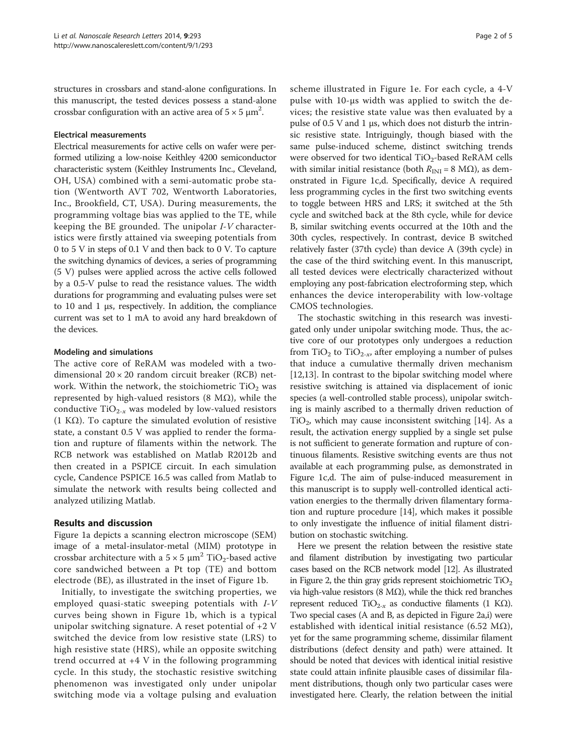structures in crossbars and stand-alone configurations. In this manuscript, the tested devices possess a stand-alone crossbar configuration with an active area of $5 \times 5\ \mu m^2$.

### Electrical measurements

Electrical measurements for active cells on wafer were performed utilizing a low-noise Keithley 4200 semiconductor characteristic system (Keithley Instruments Inc., Cleveland, OH, USA) combined with a semi-automatic probe station (Wentworth AVT 702, Wentworth Laboratories, Inc., Brookfield, CT, USA). During measurements, the programming voltage bias was applied to the TE, while keeping the BE grounded. The unipolar *I-V* characteristics were firstly attained via sweeping potentials from 0 to 5 V in steps of 0.1 V and then back to 0 V. To capture the switching dynamics of devices, a series of programming (5 V) pulses were applied across the active cells followed by a 0.5-V pulse to read the resistance values. The width durations for programming and evaluating pulses were set to 10 and 1 μs, respectively. In addition, the compliance current was set to 1 mA to avoid any hard breakdown of the devices.

### Modeling and simulations

The active core of ReRAM was modeled with a two-dimensional $20 \times 20$ random circuit breaker (RCB) network. Within the network, the stoichiometric $TiO_2$ was represented by high-valued resistors (8 MΩ), while the conductive $TiO_{2-x}$ was modeled by low-valued resistors (1 KΩ). To capture the simulated evolution of resistive state, a constant 0.5 V was applied to render the formation and rupture of filaments within the network. The RCB network was established on Matlab R2012b and then created in a PSPICE circuit. In each simulation cycle, Candence PSPICE 16.5 was called from Matlab to simulate the network with results being collected and analyzed utilizing Matlab.

## Results and discussion

Figure 1a depicts a scanning electron microscope (SEM) image of a metal-insulator-metal (MIM) prototype in crossbar architecture with a $5 \times 5\ \mu m^2$ $TiO_2$-based active core sandwiched between a Pt top (TE) and bottom electrode (BE), as illustrated in the inset of Figure 1b.

Initially, to investigate the switching properties, we employed quasi-static sweeping potentials with *I-V* curves being shown in Figure 1b, which is a typical unipolar switching signature. A reset potential of +2 V switched the device from low resistive state (LRS) to high resistive state (HRS), while an opposite switching trend occurred at +4 V in the following programming cycle. In this study, the stochastic resistive switching phenomenon was investigated only under unipolar switching mode via a voltage pulsing and evaluation scheme illustrated in Figure 1e. For each cycle, a 4-V pulse with 10-μs width was applied to switch the devices; the resistive state value was then evaluated by a pulse of 0.5 V and 1 μs, which does not disturb the intrinsic resistive state. Intriguingly, though biased with the same pulse-induced scheme, distinct switching trends were observed for two identical $TiO_2$-based ReRAM cells with similar initial resistance (both $R_{INI} = 8$ MΩ), as demonstrated in Figure 1c,d. Specifically, device A required less programming cycles in the first two switching events to toggle between HRS and LRS; it switched at the 5th cycle and switched back at the 8th cycle, while for device B, similar switching events occurred at the 10th and the 30th cycles, respectively. In contrast, device B switched relatively faster (37th cycle) than device A (39th cycle) in the case of the third switching event. In this manuscript, all tested devices were electrically characterized without employing any post-fabrication electroforming step, which enhances the device interoperability with low-voltage CMOS technologies.

The stochastic switching in this research was investigated only under unipolar switching mode. Thus, the active core of our prototypes only undergoes a reduction from $TiO_2$ to $TiO_{2-x}$, after employing a number of pulses that induce a cumulative thermally driven mechanism [12,13]. In contrast to the bipolar switching model where resistive switching is attained via displacement of ionic species (a well-controlled stable process), unipolar switching is mainly ascribed to a thermally driven reduction of $TiO_2$, which may cause inconsistent switching [14]. As a result, the activation energy supplied by a single set pulse is not sufficient to generate formation and rupture of continuous filaments. Resistive switching events are thus not available at each programming pulse, as demonstrated in Figure 1c,d. The aim of pulse-induced measurement in this manuscript is to supply well-controlled identical activation energies to the thermally driven filamentary formation and rupture procedure [14], which makes it possible to only investigate the influence of initial filament distribution on stochastic switching.

Here we present the relation between the resistive state and filament distribution by investigating two particular cases based on the RCB network model [12]. As illustrated in Figure 2, the thin gray grids represent stoichiometric $TiO_2$ via high-value resistors (8 MΩ), while the thick red branches represent reduced $TiO_{2-x}$ as conductive filaments (1 KΩ). Two special cases (A and B, as depicted in Figure 2a,i) were established with identical initial resistance (6.52 MΩ), yet for the same programming scheme, dissimilar filament distributions (defect density and path) were attained. It should be noted that devices with identical initial resistive state could attain infinite plausible cases of dissimilar filament distributions, though only two particular cases were investigated here. Clearly, the relation between the initial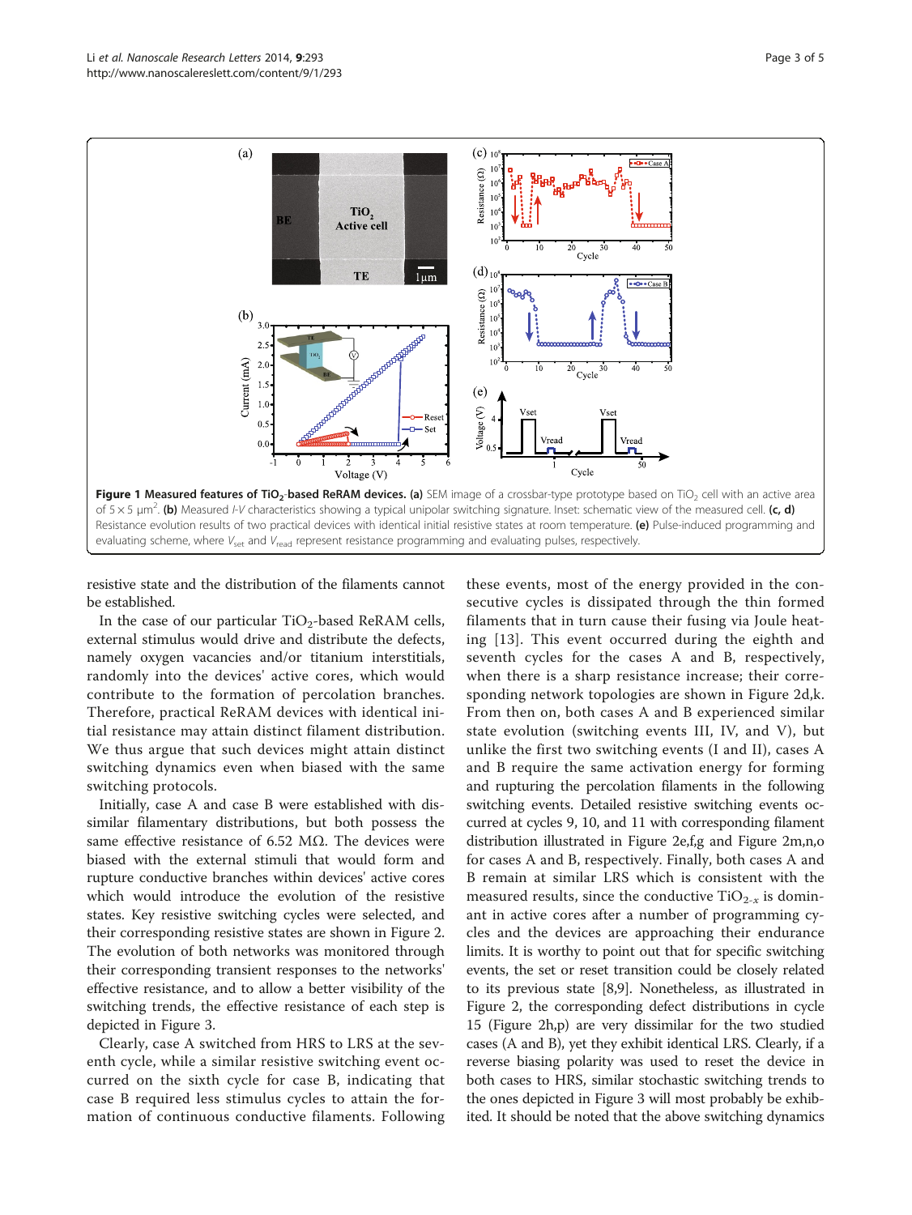**Figure 1 Measured features of $TiO_2$-based ReRAM devices. (a)** SEM image of a crossbar-type prototype based on $TiO_2$ cell with an active area of $5 \times 5$ μm$^2$. **(b)** Measured *I-V* characteristics showing a typical unipolar switching signature. Inset: schematic view of the measured cell. **(c, d)** Resistance evolution results of two practical devices with identical initial resistive states at room temperature. **(e)** Pulse-induced programming and evaluating scheme, where $V_{set}$ and $V_{read}$ represent resistance programming and evaluating pulses, respectively.

resistive state and the distribution of the filaments cannot be established.

In the case of our particular $TiO_2$-based ReRAM cells, external stimulus would drive and distribute the defects, namely oxygen vacancies and/or titanium interstitials, randomly into the devices' active cores, which would contribute to the formation of percolation branches. Therefore, practical ReRAM devices with identical initial resistance may attain distinct filament distribution. We thus argue that such devices might attain distinct switching dynamics even when biased with the same switching protocols.

Initially, case A and case B were established with dissimilar filamentary distributions, but both possess the same effective resistance of 6.52 MΩ. The devices were biased with the external stimuli that would form and rupture conductive branches within devices' active cores which would introduce the evolution of the resistive states. Key resistive switching cycles were selected, and their corresponding resistive states are shown in Figure 2. The evolution of both networks was monitored through their corresponding transient responses to the networks' effective resistance, and to allow a better visibility of the switching trends, the effective resistance of each step is depicted in Figure 3.

Clearly, case A switched from HRS to LRS at the seventh cycle, while a similar resistive switching event occurred on the sixth cycle for case B, indicating that case B required less stimulus cycles to attain the formation of continuous conductive filaments. Following these events, most of the energy provided in the consecutive cycles is dissipated through the thin formed filaments that in turn cause their fusing via Joule heating [13]. This event occurred during the eighth and seventh cycles for the cases A and B, respectively, when there is a sharp resistance increase; their corresponding network topologies are shown in Figure 2d,k. From then on, both cases A and B experienced similar state evolution (switching events III, IV, and V), but unlike the first two switching events (I and II), cases A and B require the same activation energy for forming and rupturing the percolation filaments in the following switching events. Detailed resistive switching events occurred at cycles 9, 10, and 11 with corresponding filament distribution illustrated in Figure 2e,f,g and Figure 2m,n,o for cases A and B, respectively. Finally, both cases A and B remain at similar LRS which is consistent with the measured results, since the conductive $TiO_{2-x}$ is dominant in active cores after a number of programming cycles and the devices are approaching their endurance limits. It is worthy to point out that for specific switching events, the set or reset transition could be closely related to its previous state [8,9]. Nonetheless, as illustrated in Figure 2, the corresponding defect distributions in cycle 15 (Figure 2h,p) are very dissimilar for the two studied cases (A and B), yet they exhibit identical LRS. Clearly, if a reverse biasing polarity was used to reset the device in both cases to HRS, similar stochastic switching trends to the ones depicted in Figure 3 will most probably be exhibited. It should be noted that the above switching dynamics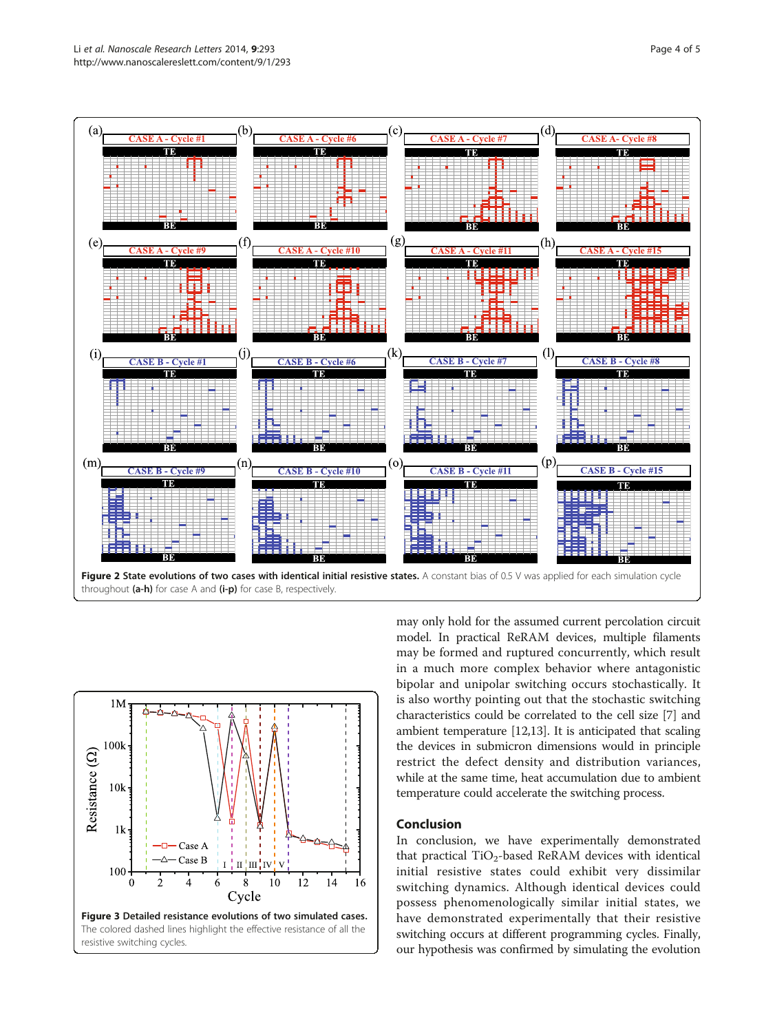**Figure 2 State evolutions of two cases with identical initial resistive states.** A constant bias of 0.5 V was applied for each simulation cycle throughout **(a-h)** for case A and **(i-p)** for case B, respectively.

**Figure 3 Detailed resistance evolutions of two simulated cases.** The colored dashed lines highlight the effective resistance of all the resistive switching cycles.

may only hold for the assumed current percolation circuit model. In practical ReRAM devices, multiple filaments may be formed and ruptured concurrently, which result in a much more complex behavior where antagonistic bipolar and unipolar switching occurs stochastically. It is also worthy pointing out that the stochastic switching characteristics could be correlated to the cell size [7] and ambient temperature [12,13]. It is anticipated that scaling the devices in submicron dimensions would in principle restrict the defect density and distribution variances, while at the same time, heat accumulation due to ambient temperature could accelerate the switching process.

## Conclusion

In conclusion, we have experimentally demonstrated that practical $TiO_2$-based ReRAM devices with identical initial resistive states could exhibit very dissimilar switching dynamics. Although identical devices could possess phenomenologically similar initial states, we have demonstrated experimentally that their resistive switching occurs at different programming cycles. Finally, our hypothesis was confirmed by simulating the evolution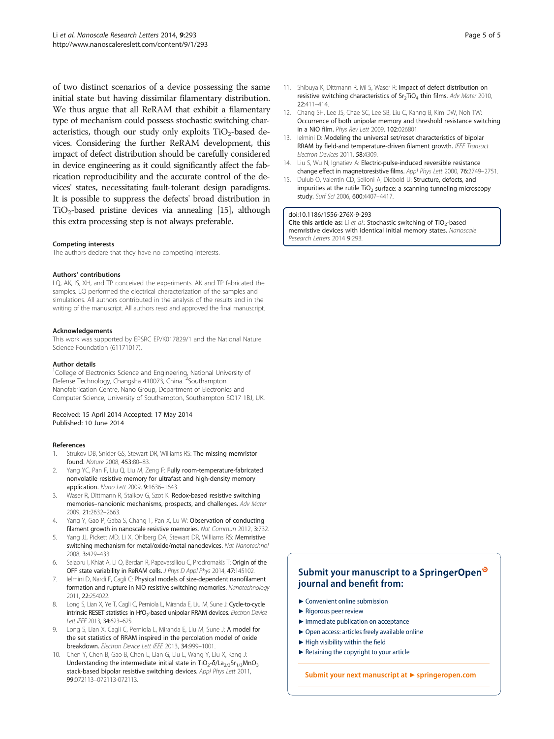of two distinct scenarios of a device possessing the same initial state but having dissimilar filamentary distribution. We thus argue that all ReRAM that exhibit a filamentary type of mechanism could possess stochastic switching characteristics, though our study only exploits $TiO_2$-based devices. Considering the further ReRAM development, this impact of defect distribution should be carefully considered in device engineering as it could significantly affect the fabrication reproducibility and the accurate control of the devices' states, necessitating fault-tolerant design paradigms. It is possible to suppress the defects' broad distribution in $TiO_2$-based pristine devices via annealing [15], although this extra processing step is not always preferable.

#### Competing interests

The authors declare that they have no competing interests.

#### Authors' contributions

LQ, AK, IS, XH, and TP conceived the experiments. AK and TP fabricated the samples. LQ performed the electrical characterization of the samples and simulations. All authors contributed in the analysis of the results and in the writing of the manuscript. All authors read and approved the final manuscript.

#### Acknowledgements

This work was supported by EPSRC EP/K017829/1 and the National Nature Science Foundation (61171017).

#### Author details

[1]College of Electronics Science and Engineering, National University of Defense Technology, Changsha 410073, China. [2]Southampton Nanofabrication Centre, Nano Group, Department of Electronics and Computer Science, University of Southampton, Southampton SO17 1BJ, UK.

Received: 15 April 2014 Accepted: 17 May 2014
Published: 10 June 2014

#### References

1. Strukov DB, Snider GS, Stewart DR, Williams RS: **The missing memristor found.** *Nature* 2008, **453:**80–83.
2. Yang YC, Pan F, Liu Q, Liu M, Zeng F: **Fully room-temperature-fabricated nonvolatile resistive memory for ultrafast and high-density memory application.** *Nano Lett* 2009, **9:**1636–1643.
3. Waser R, Dittmann R, Staikov G, Szot K: **Redox-based resistive switching memories–nanoionic mechanisms, prospects, and challenges.** *Adv Mater* 2009, **21:**2632–2663.
4. Yang Y, Gao P, Gaba S, Chang T, Pan X, Lu W: **Observation of conducting filament growth in nanoscale resistive memories.** *Nat Commun* 2012, **3:**732.
5. Yang JJ, Pickett MD, Li X, Ohlberg DA, Stewart DR, Williams RS: **Memristive switching mechanism for metal/oxide/metal nanodevices.** *Nat Nanotechnol* 2008, **3:**429–433.
6. Salaoru I, Khiat A, Li Q, Berdan R, Papavassiliou C, Prodromakis T: **Origin of the OFF state variability in ReRAM cells.** *J Phys D Appl Phys* 2014, **47:**145102.
7. Ielmini D, Nardi F, Cagli C: **Physical models of size-dependent nanofilament formation and rupture in NiO resistive switching memories.** *Nanotechnology* 2011, **22:**254022.
8. Long S, Lian X, Ye T, Cagli C, Perniola L, Miranda E, Liu M, Sune J: **Cycle-to-cycle intrinsic RESET statistics in $HfO_2$-based unipolar RRAM devices.** *Electron Device Lett IEEE* 2013, **34:**623–625.
9. Long S, Lian X, Cagli C, Perniola L, Miranda E, Liu M, Sune J: **A model for the set statistics of RRAM inspired in the percolation model of oxide breakdown.** *Electron Device Lett IEEE* 2013, **34:**999–1001.
10. Chen Y, Chen B, Gao B, Chen L, Lian G, Liu L, Wang Y, Liu X, Kang J: **Understanding the intermediate initial state in $TiO_{2-\delta}/La_{2/3}Sr_{1/3}MnO_3$ stack-based bipolar resistive switching devices.** *Appl Phys Lett* 2011, **99:**072113–072113-072113.
11. Shibuya K, Dittmann R, Mi S, Waser R: **Impact of defect distribution on resistive switching characteristics of $Sr_2TiO_4$ thin films.** *Adv Mater* 2010, **22:**411–414.
12. Chang SH, Lee JS, Chae SC, Lee SB, Liu C, Kahng B, Kim DW, Noh TW: **Occurrence of both unipolar memory and threshold resistance switching in a NiO film.** *Phys Rev Lett* 2009, **102:**026801.
13. Ielmini D: **Modeling the universal set/reset characteristics of bipolar RRAM by field-and temperature-driven filament growth.** *IEEE Transact Electron Devices* 2011, **58:**4309.
14. Liu S, Wu N, Ignatiev A: **Electric-pulse-induced reversible resistance change effect in magnetoresistive films.** *Appl Phys Lett* 2000, **76:**2749–2751.
15. Dulub O, Valentin CD, Selloni A, Diebold U: **Structure, defects, and impurities at the rutile $TiO_2$ surface: a scanning tunneling microscopy study.** *Surf Sci* 2006, **600:**4407–4417.

doi:10.1186/1556-276X-9-293
**Cite this article as:** Li *et al.*: Stochastic switching of $TiO_2$-based memristive devices with identical initial memory states. *Nanoscale Research Letters* 2014 **9**:293.

**Submit your manuscript to a SpringerOpen journal and benefit from:**

- ► Convenient online submission
- ► Rigorous peer review
- ► Immediate publication on acceptance
- ► Open access: articles freely available online
- ► High visibility within the field
- ► Retaining the copyright to your article

**Submit your next manuscript at ► springeropen.com**